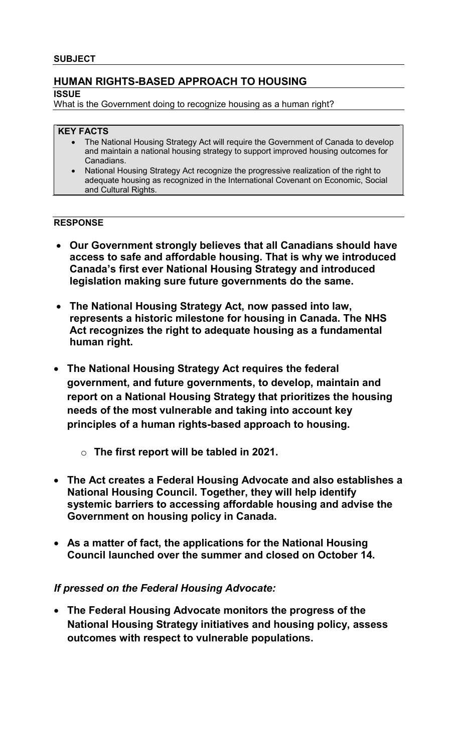**SUBJECT**

## HUMAN RIGHTS-BASED APPROACH TO HOUSING

**ISSUE**

What is the Government doing to recognize housing as a human right?

**KEY FACTS**

- The National Housing Strategy Act will require the Government of Canada to develop and maintain a national housing strategy to support improved housing outcomes for Canadians.
- National Housing Strategy Act recognize the progressive realization of the right to adequate housing as recognized in the International Covenant on Economic, Social and Cultural Rights.

**RESPONSE**

- **Our Government strongly believes that all Canadians should have access to safe and affordable housing. That is why we introduced Canada's first ever National Housing Strategy and introduced legislation making sure future governments do the same.**
- **The National Housing Strategy Act, now passed into law, represents a historic milestone for housing in Canada. The NHS Act recognizes the right to adequate housing as a fundamental human right.**
- **The National Housing Strategy Act requires the federal government, and future governments, to develop, maintain and report on a National Housing Strategy that prioritizes the housing needs of the most vulnerable and taking into account key principles of a human rights-based approach to housing.**
  - **The first report will be tabled in 2021.**
- **The Act creates a Federal Housing Advocate and also establishes a National Housing Council. Together, they will help identify systemic barriers to accessing affordable housing and advise the Government on housing policy in Canada.**
- **As a matter of fact, the applications for the National Housing Council launched over the summer and closed on October 14.**

***If pressed on the Federal Housing Advocate:***

- **The Federal Housing Advocate monitors the progress of the National Housing Strategy initiatives and housing policy, assess outcomes with respect to vulnerable populations.**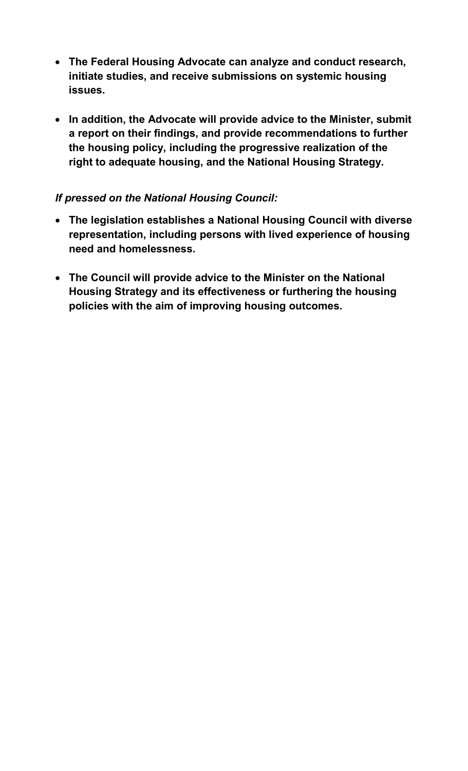- **The Federal Housing Advocate can analyze and conduct research, initiate studies, and receive submissions on systemic housing issues.**

- **In addition, the Advocate will provide advice to the Minister, submit a report on their findings, and provide recommendations to further the housing policy, including the progressive realization of the right to adequate housing, and the National Housing Strategy.**

***If pressed on the National Housing Council:***

- **The legislation establishes a National Housing Council with diverse representation, including persons with lived experience of housing need and homelessness.**

- **The Council will provide advice to the Minister on the National Housing Strategy and its effectiveness or furthering the housing policies with the aim of improving housing outcomes.**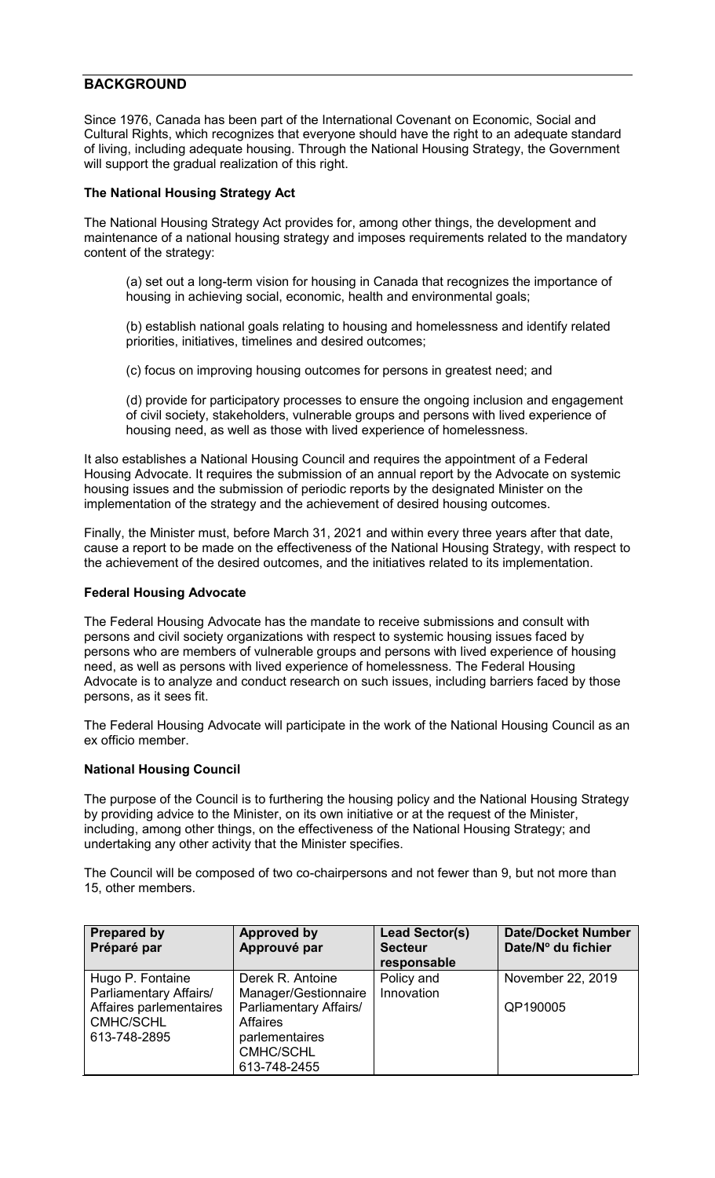## BACKGROUND

Since 1976, Canada has been part of the International Covenant on Economic, Social and Cultural Rights, which recognizes that everyone should have the right to an adequate standard of living, including adequate housing. Through the National Housing Strategy, the Government will support the gradual realization of this right.

**The National Housing Strategy Act**

The National Housing Strategy Act provides for, among other things, the development and maintenance of a national housing strategy and imposes requirements related to the mandatory content of the strategy:

(a) set out a long-term vision for housing in Canada that recognizes the importance of housing in achieving social, economic, health and environmental goals;

(b) establish national goals relating to housing and homelessness and identify related priorities, initiatives, timelines and desired outcomes;

(c) focus on improving housing outcomes for persons in greatest need; and

(d) provide for participatory processes to ensure the ongoing inclusion and engagement of civil society, stakeholders, vulnerable groups and persons with lived experience of housing need, as well as those with lived experience of homelessness.

It also establishes a National Housing Council and requires the appointment of a Federal Housing Advocate. It requires the submission of an annual report by the Advocate on systemic housing issues and the submission of periodic reports by the designated Minister on the implementation of the strategy and the achievement of desired housing outcomes.

Finally, the Minister must, before March 31, 2021 and within every three years after that date, cause a report to be made on the effectiveness of the National Housing Strategy, with respect to the achievement of the desired outcomes, and the initiatives related to its implementation.

**Federal Housing Advocate**

The Federal Housing Advocate has the mandate to receive submissions and consult with persons and civil society organizations with respect to systemic housing issues faced by persons who are members of vulnerable groups and persons with lived experience of housing need, as well as persons with lived experience of homelessness. The Federal Housing Advocate is to analyze and conduct research on such issues, including barriers faced by those persons, as it sees fit.

The Federal Housing Advocate will participate in the work of the National Housing Council as an ex officio member.

**National Housing Council**

The purpose of the Council is to furthering the housing policy and the National Housing Strategy by providing advice to the Minister, on its own initiative or at the request of the Minister, including, among other things, on the effectiveness of the National Housing Strategy; and undertaking any other activity that the Minister specifies.

The Council will be composed of two co-chairpersons and not fewer than 9, but not more than 15, other members.

| **Prepared by** **Préparé par** | **Approved by** **Approuvé par** | **Lead Sector(s)** **Secteur responsable** | **Date/Docket Number** **Date/N° du fichier** |
| --- | --- | --- | --- |
| Hugo P. Fontaine Parliamentary Affairs/ Affaires parlementaires CMHC/SCHL 613-748-2895 | Derek R. Antoine Manager/Gestionnaire Parliamentary Affairs/ Affaires parlementaires CMHC/SCHL 613-748-2455 | Policy and Innovation | November 22, 2019 QP190005 |